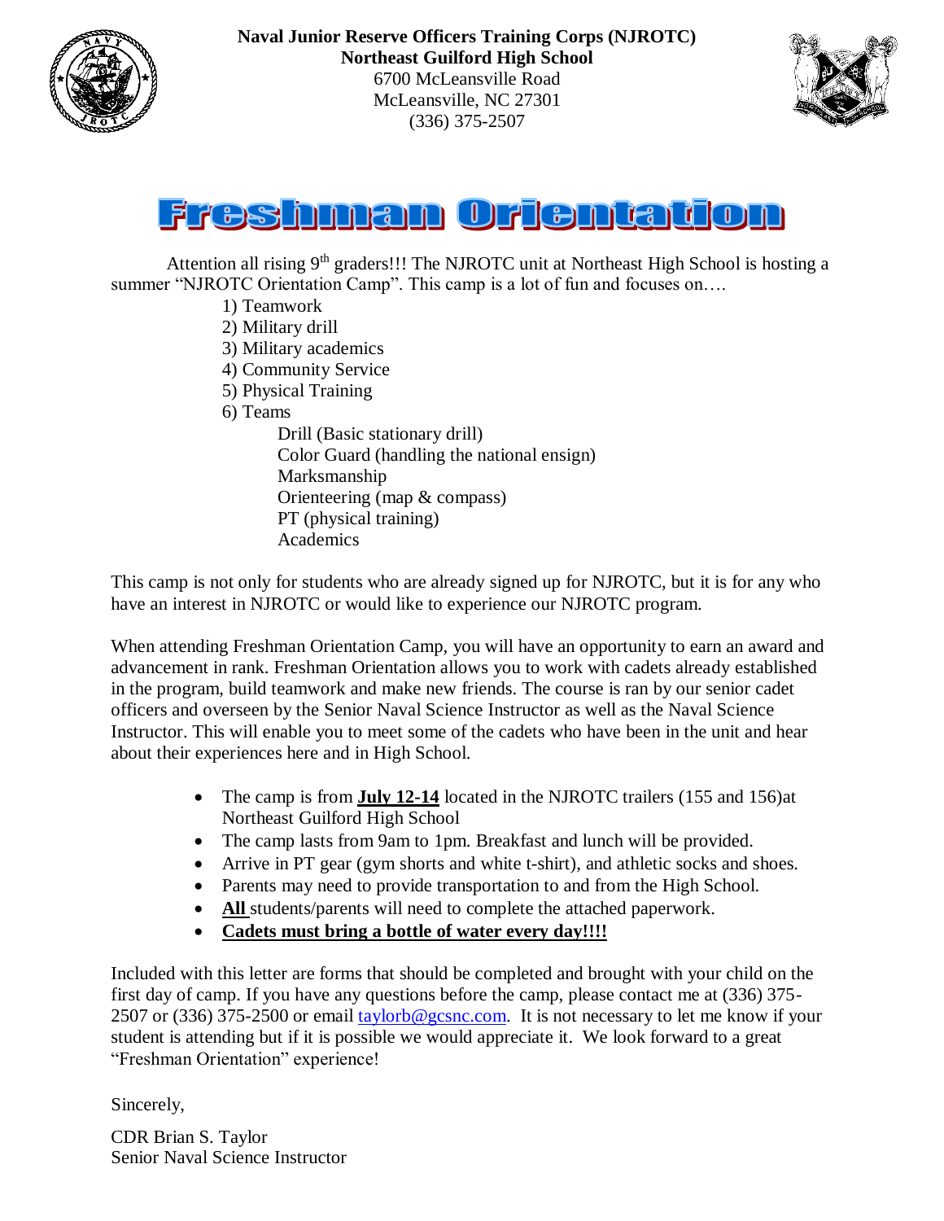**Naval Junior Reserve Officers Training Corps (NJROTC)**
**Northeast Guilford High School**
6700 McLeansville Road
McLeansville, NC 27301
(336) 375-2507

# Freshman Orientation

Attention all rising 9th graders!!! The NJROTC unit at Northeast High School is hosting a summer "NJROTC Orientation Camp". This camp is a lot of fun and focuses on….

1) Teamwork
2) Military drill
3) Military academics
4) Community Service
5) Physical Training
6) Teams
    - Drill (Basic stationary drill)
    - Color Guard (handling the national ensign)
    - Marksmanship
    - Orienteering (map & compass)
    - PT (physical training)
    - Academics

This camp is not only for students who are already signed up for NJROTC, but it is for any who have an interest in NJROTC or would like to experience our NJROTC program.

When attending Freshman Orientation Camp, you will have an opportunity to earn an award and advancement in rank. Freshman Orientation allows you to work with cadets already established in the program, build teamwork and make new friends. The course is ran by our senior cadet officers and overseen by the Senior Naval Science Instructor as well as the Naval Science Instructor. This will enable you to meet some of the cadets who have been in the unit and hear about their experiences here and in High School.

- The camp is from **July 12-14** located in the NJROTC trailers (155 and 156)at Northeast Guilford High School
- The camp lasts from 9am to 1pm. Breakfast and lunch will be provided.
- Arrive in PT gear (gym shorts and white t-shirt), and athletic socks and shoes.
- Parents may need to provide transportation to and from the High School.
- **All** students/parents will need to complete the attached paperwork.
- **Cadets must bring a bottle of water every day!!!!**

Included with this letter are forms that should be completed and brought with your child on the first day of camp. If you have any questions before the camp, please contact me at (336) 375-2507 or (336) 375-2500 or email taylorb@gcsnc.com. It is not necessary to let me know if your student is attending but if it is possible we would appreciate it. We look forward to a great "Freshman Orientation" experience!

Sincerely,

CDR Brian S. Taylor
Senior Naval Science Instructor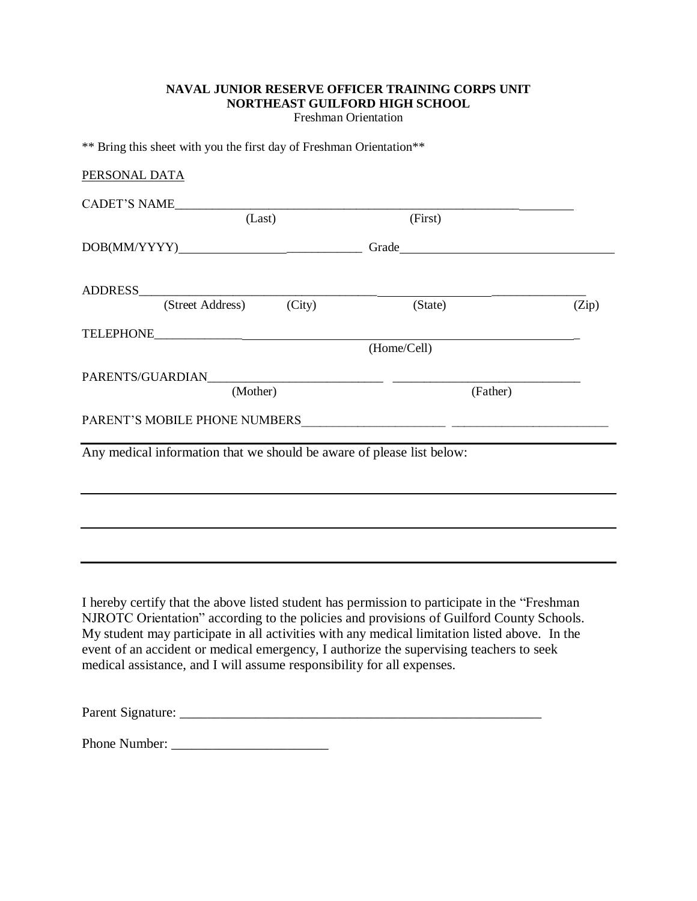**NAVAL JUNIOR RESERVE OFFICER TRAINING CORPS UNIT**
**NORTHEAST GUILFORD HIGH SCHOOL**
Freshman Orientation

** Bring this sheet with you the first day of Freshman Orientation**

PERSONAL DATA

CADET'S NAME_______________________________________________________________
(Last) (First)

DOB(MM/YYYY)_____________________________ Grade____________________________________

ADDRESS_____________________________________________________________________________
(Street Address) (City) (State) (Zip)

TELEPHONE___________________________________________________________________________
(Home/Cell)

PARENTS/GUARDIAN____________________________ ______________________________
(Mother) (Father)

PARENT'S MOBILE PHONE NUMBERS_______________________ _________________________

Any medical information that we should be aware of please list below:

_____________________________________________________________________________

_____________________________________________________________________________

_____________________________________________________________________________

I hereby certify that the above listed student has permission to participate in the "Freshman NJROTC Orientation" according to the policies and provisions of Guilford County Schools. My student may participate in all activities with any medical limitation listed above. In the event of an accident or medical emergency, I authorize the supervising teachers to seek medical assistance, and I will assume responsibility for all expenses.

Parent Signature: _______________________________________________________

Phone Number: _______________________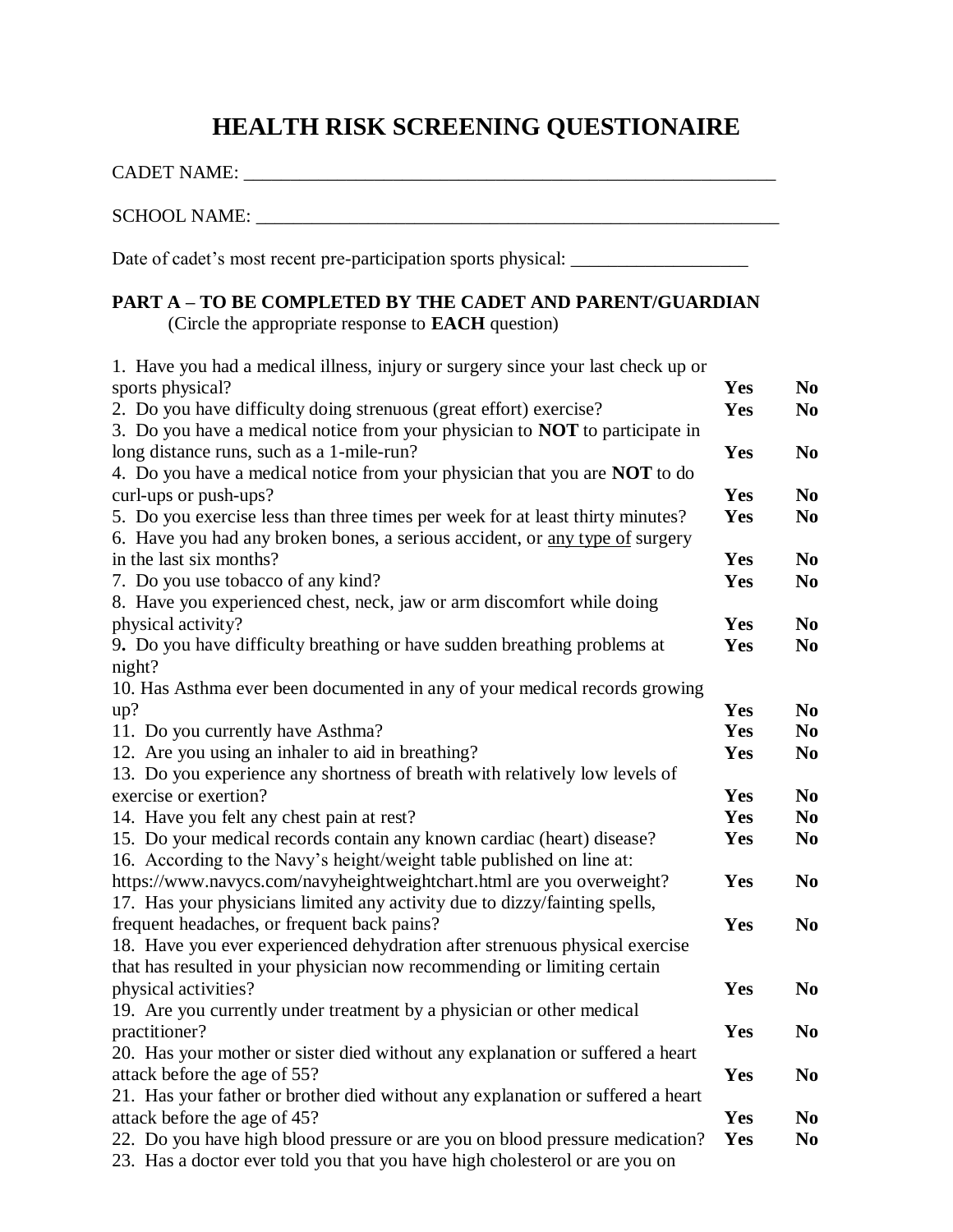# HEALTH RISK SCREENING QUESTIONAIRE

CADET NAME: ___________________________________________________________

SCHOOL NAME: __________________________________________________________

Date of cadet's most recent pre-participation sports physical: ___________________

**PART A – TO BE COMPLETED BY THE CADET AND PARENT/GUARDIAN**
(Circle the appropriate response to **EACH** question)

| Question | | |
|---|---|---|
| 1. Have you had a medical illness, injury or surgery since your last check up or sports physical? | **Yes** | **No** |
| 2. Do you have difficulty doing strenuous (great effort) exercise? | **Yes** | **No** |
| 3. Do you have a medical notice from your physician to **NOT** to participate in long distance runs, such as a 1-mile-run? | **Yes** | **No** |
| 4. Do you have a medical notice from your physician that you are **NOT** to do curl-ups or push-ups? | **Yes** | **No** |
| 5. Do you exercise less than three times per week for at least thirty minutes? | **Yes** | **No** |
| 6. Have you had any broken bones, a serious accident, or <u>any type of</u> surgery in the last six months? | **Yes** | **No** |
| 7. Do you use tobacco of any kind? | **Yes** | **No** |
| 8. Have you experienced chest, neck, jaw or arm discomfort while doing physical activity? | **Yes** | **No** |
| 9. Do you have difficulty breathing or have sudden breathing problems at night? | **Yes** | **No** |
| 10. Has Asthma ever been documented in any of your medical records growing up? | **Yes** | **No** |
| 11. Do you currently have Asthma? | **Yes** | **No** |
| 12. Are you using an inhaler to aid in breathing? | **Yes** | **No** |
| 13. Do you experience any shortness of breath with relatively low levels of exercise or exertion? | **Yes** | **No** |
| 14. Have you felt any chest pain at rest? | **Yes** | **No** |
| 15. Do your medical records contain any known cardiac (heart) disease? | **Yes** | **No** |
| 16. According to the Navy's height/weight table published on line at: https://www.navycs.com/navyheightweightchart.html are you overweight? | **Yes** | **No** |
| 17. Has your physicians limited any activity due to dizzy/fainting spells, frequent headaches, or frequent back pains? | **Yes** | **No** |
| 18. Have you ever experienced dehydration after strenuous physical exercise that has resulted in your physician now recommending or limiting certain physical activities? | **Yes** | **No** |
| 19. Are you currently under treatment by a physician or other medical practitioner? | **Yes** | **No** |
| 20. Has your mother or sister died without any explanation or suffered a heart attack before the age of 55? | **Yes** | **No** |
| 21. Has your father or brother died without any explanation or suffered a heart attack before the age of 45? | **Yes** | **No** |
| 22. Do you have high blood pressure or are you on blood pressure medication? | **Yes** | **No** |

23. Has a doctor ever told you that you have high cholesterol or are you on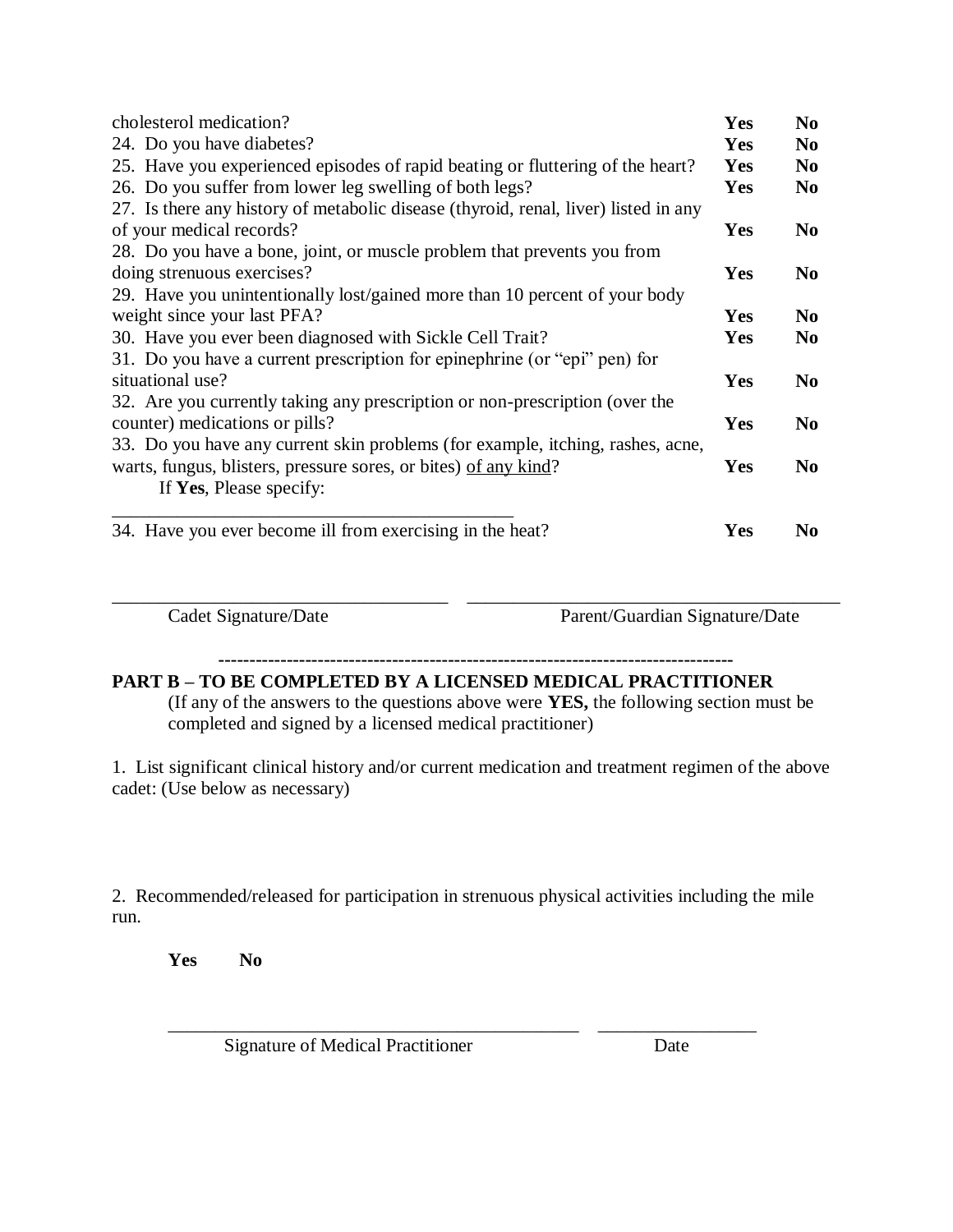| Question | | |
|---|---|---|
| cholesterol medication? | **Yes** | **No** |
| 24. Do you have diabetes? | **Yes** | **No** |
| 25. Have you experienced episodes of rapid beating or fluttering of the heart? | **Yes** | **No** |
| 26. Do you suffer from lower leg swelling of both legs? | **Yes** | **No** |
| 27. Is there any history of metabolic disease (thyroid, renal, liver) listed in any of your medical records? | **Yes** | **No** |
| 28. Do you have a bone, joint, or muscle problem that prevents you from doing strenuous exercises? | **Yes** | **No** |
| 29. Have you unintentionally lost/gained more than 10 percent of your body weight since your last PFA? | **Yes** | **No** |
| 30. Have you ever been diagnosed with Sickle Cell Trait? | **Yes** | **No** |
| 31. Do you have a current prescription for epinephrine (or "epi" pen) for situational use? | **Yes** | **No** |
| 32. Are you currently taking any prescription or non-prescription (over the counter) medications or pills? | **Yes** | **No** |
| 33. Do you have any current skin problems (for example, itching, rashes, acne, warts, fungus, blisters, pressure sores, or bites) <u>of any kind</u>? If **Yes**, Please specify: ________________________________________ | **Yes** | **No** |
| 34. Have you ever become ill from exercising in the heat? | **Yes** | **No** |

_________________________________ Cadet Signature/Date

_________________________________ Parent/Guardian Signature/Date

---

**PART B – TO BE COMPLETED BY A LICENSED MEDICAL PRACTITIONER**

(If any of the answers to the questions above were **YES,** the following section must be completed and signed by a licensed medical practitioner)

1. List significant clinical history and/or current medication and treatment regimen of the above cadet: (Use below as necessary)

2. Recommended/released for participation in strenuous physical activities including the mile run.

**Yes** **No**

_________________________________ Signature of Medical Practitioner

_________________ Date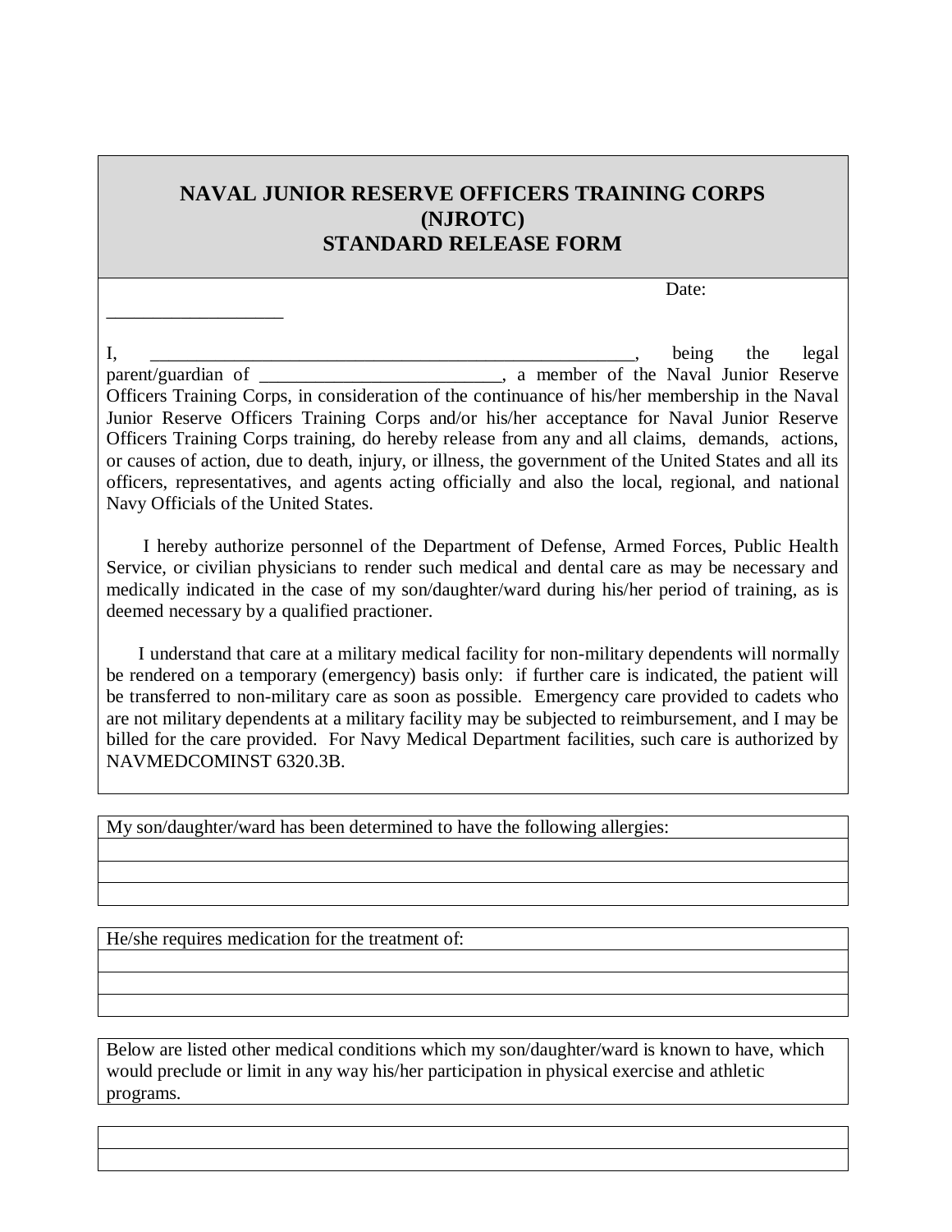# NAVAL JUNIOR RESERVE OFFICERS TRAINING CORPS (NJROTC) STANDARD RELEASE FORM

Date: ___________________

I, ______________________________________________________, being the legal parent/guardian of ___________________________, a member of the Naval Junior Reserve Officers Training Corps, in consideration of the continuance of his/her membership in the Naval Junior Reserve Officers Training Corps and/or his/her acceptance for Naval Junior Reserve Officers Training Corps training, do hereby release from any and all claims, demands, actions, or causes of action, due to death, injury, or illness, the government of the United States and all its officers, representatives, and agents acting officially and also the local, regional, and national Navy Officials of the United States.

I hereby authorize personnel of the Department of Defense, Armed Forces, Public Health Service, or civilian physicians to render such medical and dental care as may be necessary and medically indicated in the case of my son/daughter/ward during his/her period of training, as is deemed necessary by a qualified practioner.

I understand that care at a military medical facility for non-military dependents will normally be rendered on a temporary (emergency) basis only: if further care is indicated, the patient will be transferred to non-military care as soon as possible. Emergency care provided to cadets who are not military dependents at a military facility may be subjected to reimbursement, and I may be billed for the care provided. For Navy Medical Department facilities, such care is authorized by NAVMEDCOMINST 6320.3B.

| My son/daughter/ward has been determined to have the following allergies: |
|---|
| |
| |
| |

| He/she requires medication for the treatment of: |
|---|
| |
| |
| |

| Below are listed other medical conditions which my son/daughter/ward is known to have, which would preclude or limit in any way his/her participation in physical exercise and athletic programs. |
|---|
| |
| |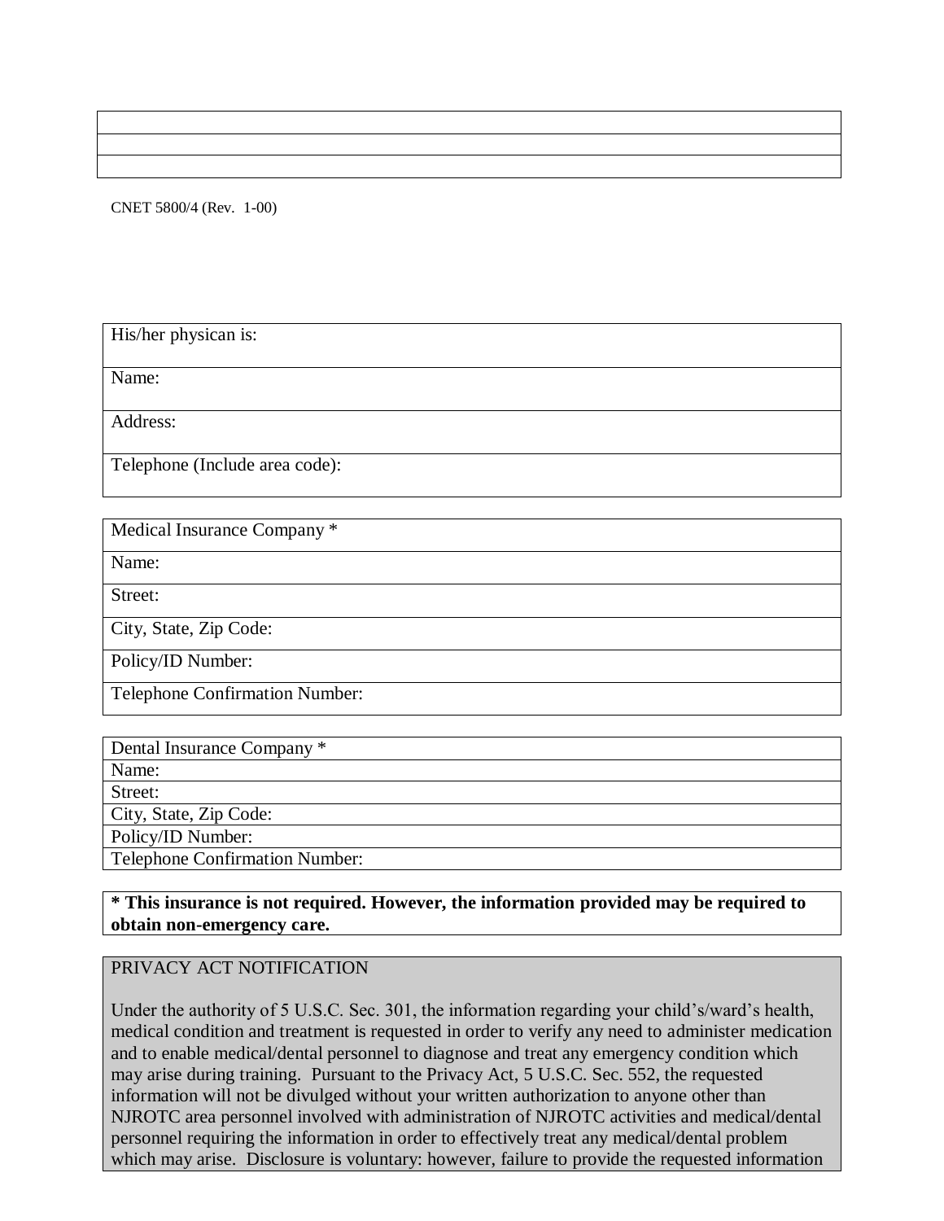| |
|---|
| |
| |
| |

CNET 5800/4 (Rev. 1-00)

| His/her physican is: |
|---|
| Name: |
| Address: |
| Telephone (Include area code): |

| Medical Insurance Company * |
|---|
| Name: |
| Street: |
| City, State, Zip Code: |
| Policy/ID Number: |
| Telephone Confirmation Number: |

| Dental Insurance Company * |
|---|
| Name: |
| Street: |
| City, State, Zip Code: |
| Policy/ID Number: |
| Telephone Confirmation Number: |

**\* This insurance is not required. However, the information provided may be required to obtain non-emergency care.**

PRIVACY ACT NOTIFICATION

Under the authority of 5 U.S.C. Sec. 301, the information regarding your child's/ward's health, medical condition and treatment is requested in order to verify any need to administer medication and to enable medical/dental personnel to diagnose and treat any emergency condition which may arise during training. Pursuant to the Privacy Act, 5 U.S.C. Sec. 552, the requested information will not be divulged without your written authorization to anyone other than NJROTC area personnel involved with administration of NJROTC activities and medical/dental personnel requiring the information in order to effectively treat any medical/dental problem which may arise. Disclosure is voluntary: however, failure to provide the requested information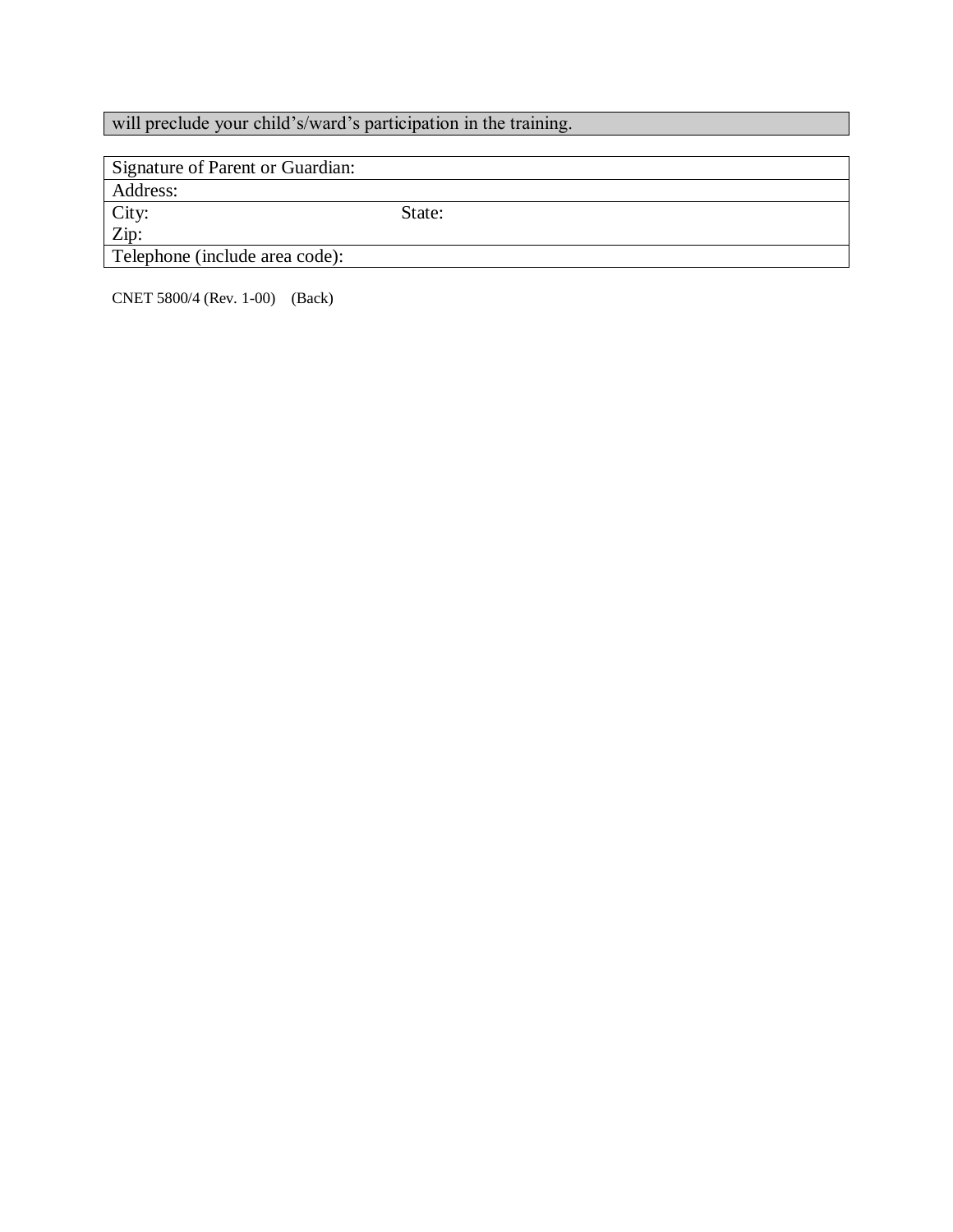will preclude your child's/ward's participation in the training.

| | |
|---|---|
| Signature of Parent or Guardian: | |
| Address: | |
| City: | State: |
| Zip: | |
| Telephone (include area code): | |

CNET 5800/4 (Rev. 1-00) (Back)